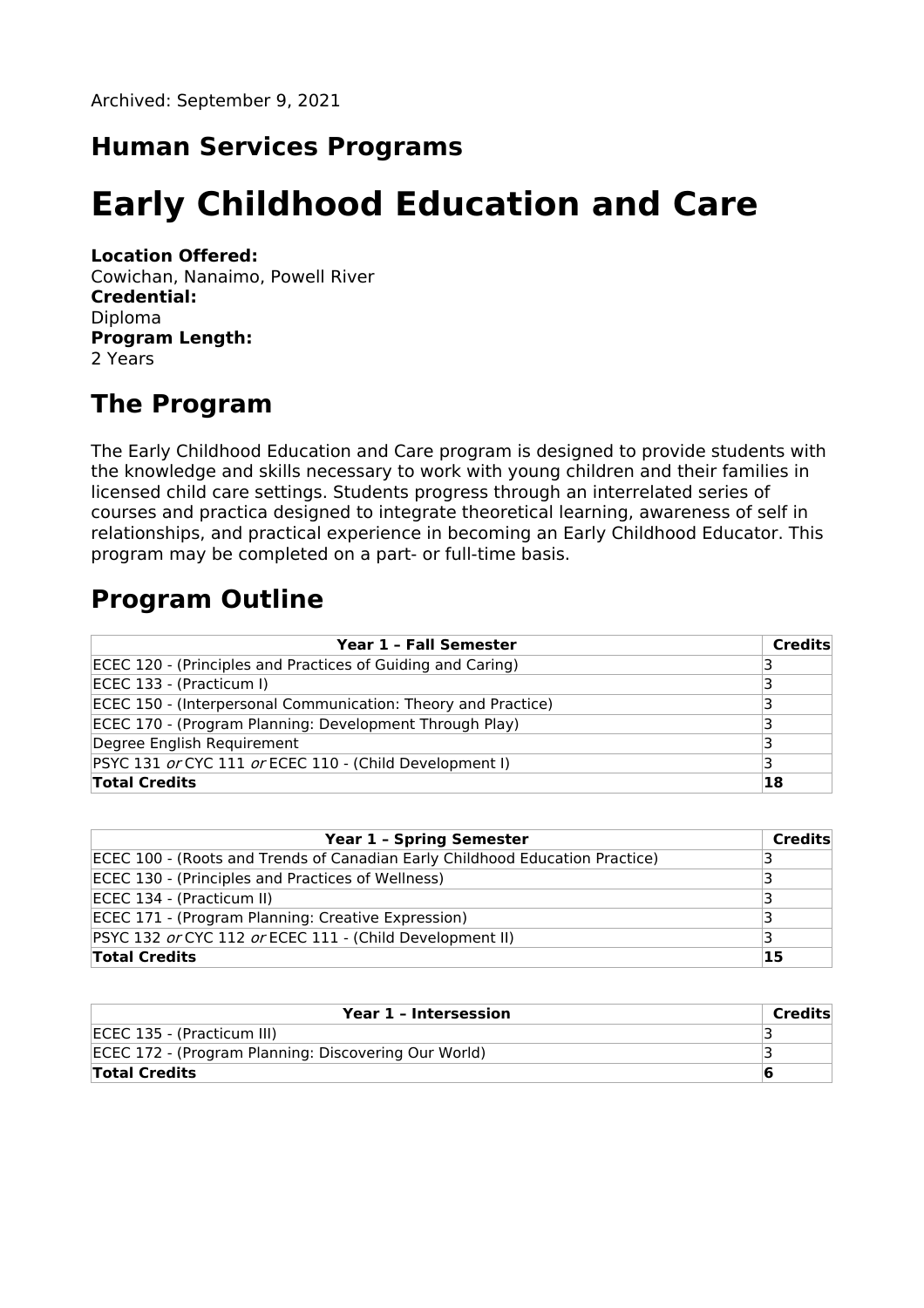Archived: September 9, 2021

## Human Services Programs

# Early Childhood Education and Care

**Location Offered:**
Cowichan, Nanaimo, Powell River
**Credential:**
Diploma
**Program Length:**
2 Years

## The Program

The Early Childhood Education and Care program is designed to provide students with the knowledge and skills necessary to work with young children and their families in licensed child care settings. Students progress through an interrelated series of courses and practica designed to integrate theoretical learning, awareness of self in relationships, and practical experience in becoming an Early Childhood Educator. This program may be completed on a part- or full-time basis.

## Program Outline

| Year 1 – Fall Semester | Credits |
|---|---|
| ECEC 120 - (Principles and Practices of Guiding and Caring) | 3 |
| ECEC 133 - (Practicum I) | 3 |
| ECEC 150 - (Interpersonal Communication: Theory and Practice) | 3 |
| ECEC 170 - (Program Planning: Development Through Play) | 3 |
| Degree English Requirement | 3 |
| PSYC 131 *or* CYC 111 *or* ECEC 110 - (Child Development I) | 3 |
| **Total Credits** | **18** |

| Year 1 – Spring Semester | Credits |
|---|---|
| ECEC 100 - (Roots and Trends of Canadian Early Childhood Education Practice) | 3 |
| ECEC 130 - (Principles and Practices of Wellness) | 3 |
| ECEC 134 - (Practicum II) | 3 |
| ECEC 171 - (Program Planning: Creative Expression) | 3 |
| PSYC 132 *or* CYC 112 *or* ECEC 111 - (Child Development II) | 3 |
| **Total Credits** | **15** |

| Year 1 – Intersession | Credits |
|---|---|
| ECEC 135 - (Practicum III) | 3 |
| ECEC 172 - (Program Planning: Discovering Our World) | 3 |
| **Total Credits** | **6** |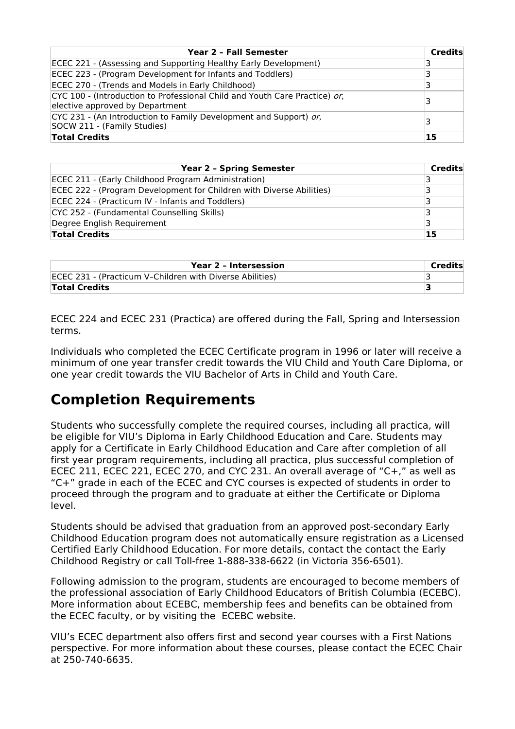| Year 2 – Fall Semester | Credits |
|---|---|
| ECEC 221 - (Assessing and Supporting Healthy Early Development) | 3 |
| ECEC 223 - (Program Development for Infants and Toddlers) | 3 |
| ECEC 270 - (Trends and Models in Early Childhood) | 3 |
| CYC 100 - (Introduction to Professional Child and Youth Care Practice) *or*, elective approved by Department | 3 |
| CYC 231 - (An Introduction to Family Development and Support) *or*, SOCW 211 - (Family Studies) | 3 |
| **Total Credits** | **15** |

| Year 2 – Spring Semester | Credits |
|---|---|
| ECEC 211 - (Early Childhood Program Administration) | 3 |
| ECEC 222 - (Program Development for Children with Diverse Abilities) | 3 |
| ECEC 224 - (Practicum IV - Infants and Toddlers) | 3 |
| CYC 252 - (Fundamental Counselling Skills) | 3 |
| Degree English Requirement | 3 |
| **Total Credits** | **15** |

| Year 2 – Intersession | Credits |
|---|---|
| ECEC 231 - (Practicum V–Children with Diverse Abilities) | 3 |
| **Total Credits** | **3** |

ECEC 224 and ECEC 231 (Practica) are offered during the Fall, Spring and Intersession terms.

Individuals who completed the ECEC Certificate program in 1996 or later will receive a minimum of one year transfer credit towards the VIU Child and Youth Care Diploma, or one year credit towards the VIU Bachelor of Arts in Child and Youth Care.

## Completion Requirements

Students who successfully complete the required courses, including all practica, will be eligible for VIU's Diploma in Early Childhood Education and Care. Students may apply for a Certificate in Early Childhood Education and Care after completion of all first year program requirements, including all practica, plus successful completion of ECEC 211, ECEC 221, ECEC 270, and CYC 231. An overall average of "C+," as well as "C+" grade in each of the ECEC and CYC courses is expected of students in order to proceed through the program and to graduate at either the Certificate or Diploma level.

Students should be advised that graduation from an approved post-secondary Early Childhood Education program does not automatically ensure registration as a Licensed Certified Early Childhood Education. For more details, contact the contact the Early Childhood Registry or call Toll-free 1-888-338-6622 (in Victoria 356-6501).

Following admission to the program, students are encouraged to become members of the professional association of Early Childhood Educators of British Columbia (ECEBC). More information about ECEBC, membership fees and benefits can be obtained from the ECEC faculty, or by visiting the ECEBC website.

VIU's ECEC department also offers first and second year courses with a First Nations perspective. For more information about these courses, please contact the ECEC Chair at 250-740-6635.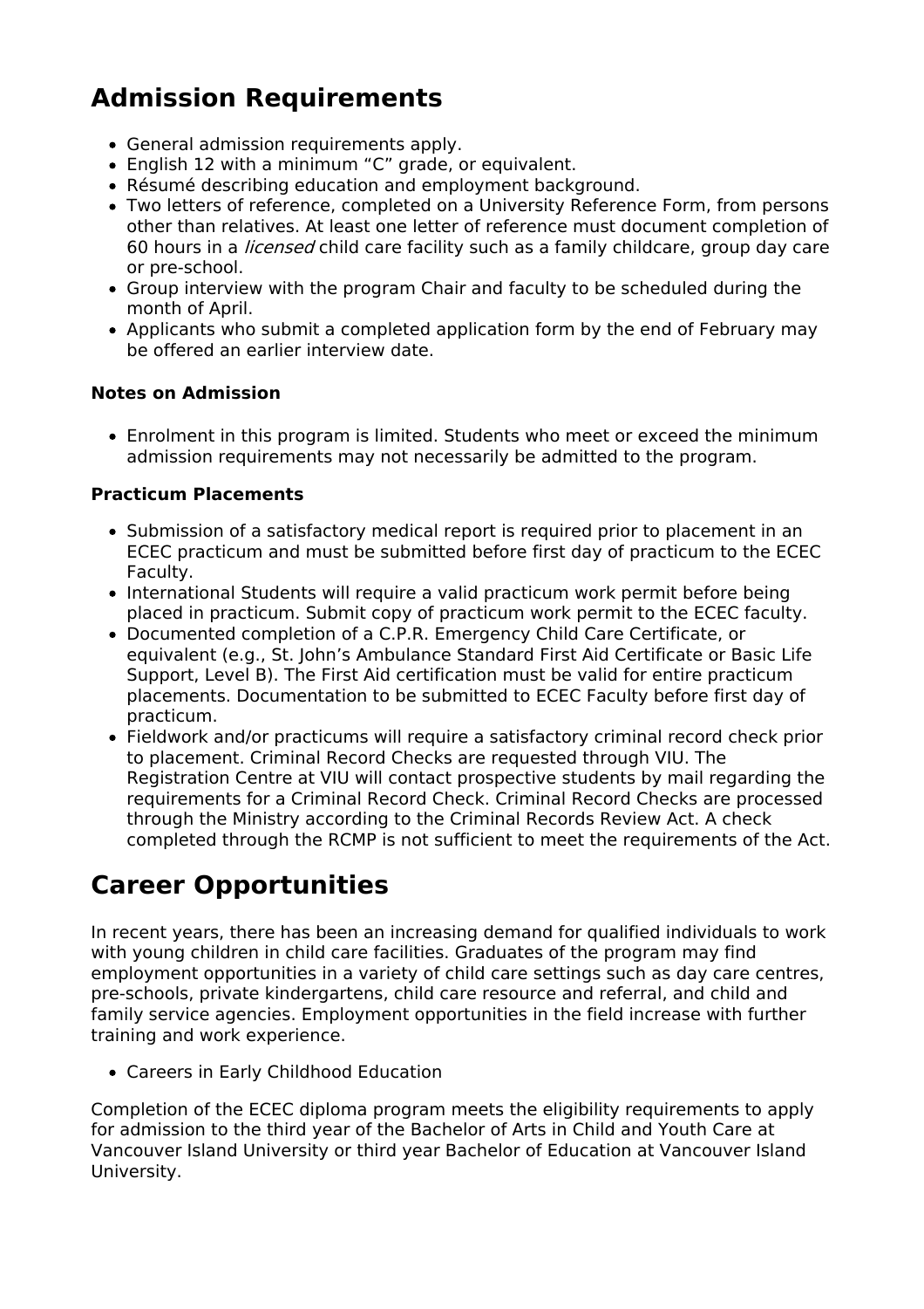## Admission Requirements

- General admission requirements apply.
- English 12 with a minimum “C” grade, or equivalent.
- Résumé describing education and employment background.
- Two letters of reference, completed on a University Reference Form, from persons other than relatives. At least one letter of reference must document completion of 60 hours in a *licensed* child care facility such as a family childcare, group day care or pre-school.
- Group interview with the program Chair and faculty to be scheduled during the month of April.
- Applicants who submit a completed application form by the end of February may be offered an earlier interview date.

#### Notes on Admission

- Enrolment in this program is limited. Students who meet or exceed the minimum admission requirements may not necessarily be admitted to the program.

#### Practicum Placements

- Submission of a satisfactory medical report is required prior to placement in an ECEC practicum and must be submitted before first day of practicum to the ECEC Faculty.
- International Students will require a valid practicum work permit before being placed in practicum. Submit copy of practicum work permit to the ECEC faculty.
- Documented completion of a C.P.R. Emergency Child Care Certificate, or equivalent (e.g., St. John’s Ambulance Standard First Aid Certificate or Basic Life Support, Level B). The First Aid certification must be valid for entire practicum placements. Documentation to be submitted to ECEC Faculty before first day of practicum.
- Fieldwork and/or practicums will require a satisfactory criminal record check prior to placement. Criminal Record Checks are requested through VIU. The Registration Centre at VIU will contact prospective students by mail regarding the requirements for a Criminal Record Check. Criminal Record Checks are processed through the Ministry according to the Criminal Records Review Act. A check completed through the RCMP is not sufficient to meet the requirements of the Act.

## Career Opportunities

In recent years, there has been an increasing demand for qualified individuals to work with young children in child care facilities. Graduates of the program may find employment opportunities in a variety of child care settings such as day care centres, pre-schools, private kindergartens, child care resource and referral, and child and family service agencies. Employment opportunities in the field increase with further training and work experience.

- Careers in Early Childhood Education

Completion of the ECEC diploma program meets the eligibility requirements to apply for admission to the third year of the Bachelor of Arts in Child and Youth Care at Vancouver Island University or third year Bachelor of Education at Vancouver Island University.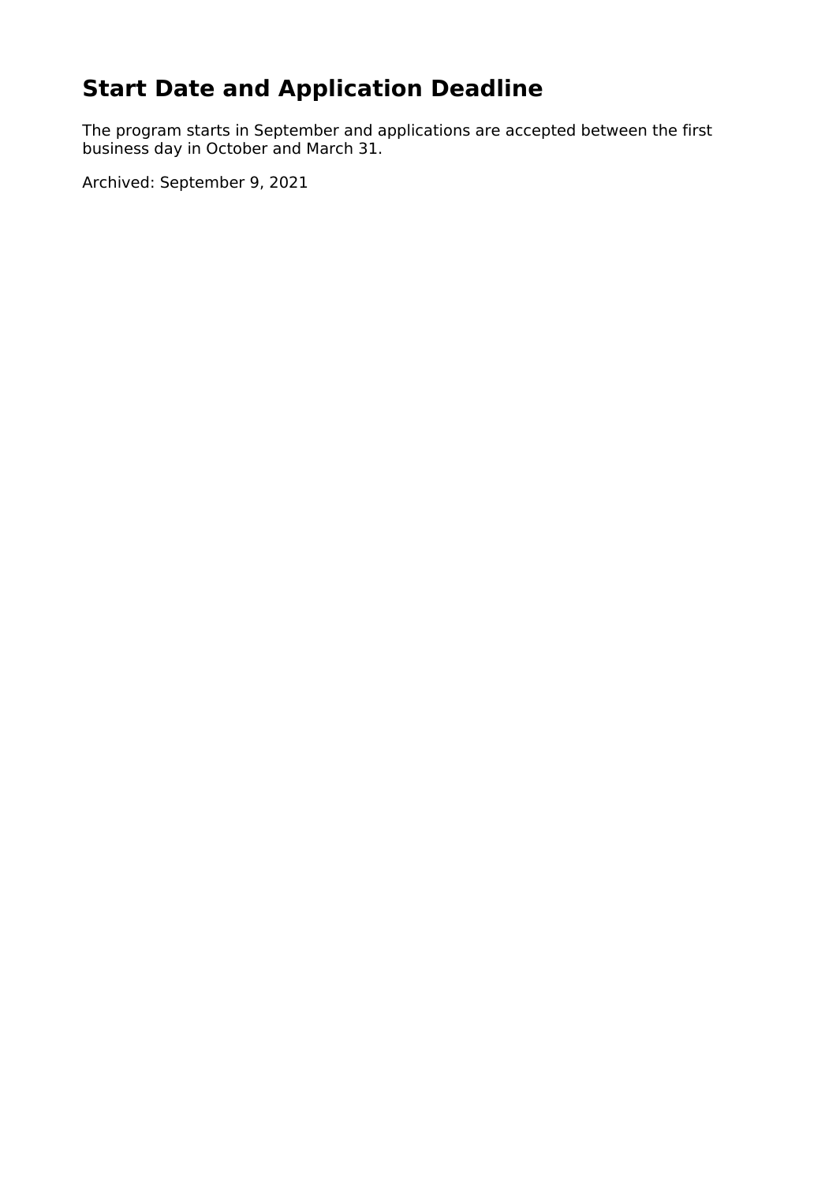## Start Date and Application Deadline

The program starts in September and applications are accepted between the first business day in October and March 31.

Archived: September 9, 2021